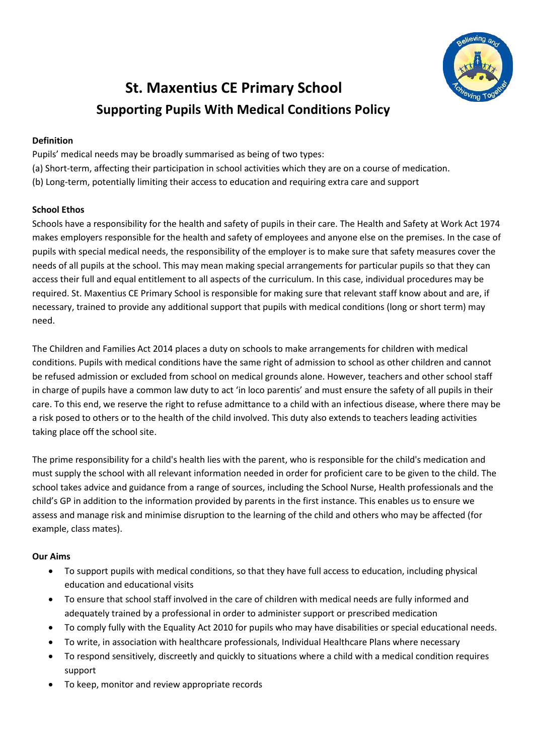# St. Maxentius CE Primary School

## Supporting Pupils With Medical Conditions Policy

**Definition**

Pupils' medical needs may be broadly summarised as being of two types:

(a) Short-term, affecting their participation in school activities which they are on a course of medication.

(b) Long-term, potentially limiting their access to education and requiring extra care and support

**School Ethos**

Schools have a responsibility for the health and safety of pupils in their care. The Health and Safety at Work Act 1974 makes employers responsible for the health and safety of employees and anyone else on the premises. In the case of pupils with special medical needs, the responsibility of the employer is to make sure that safety measures cover the needs of all pupils at the school. This may mean making special arrangements for particular pupils so that they can access their full and equal entitlement to all aspects of the curriculum. In this case, individual procedures may be required. St. Maxentius CE Primary School is responsible for making sure that relevant staff know about and are, if necessary, trained to provide any additional support that pupils with medical conditions (long or short term) may need.

The Children and Families Act 2014 places a duty on schools to make arrangements for children with medical conditions. Pupils with medical conditions have the same right of admission to school as other children and cannot be refused admission or excluded from school on medical grounds alone. However, teachers and other school staff in charge of pupils have a common law duty to act 'in loco parentis' and must ensure the safety of all pupils in their care. To this end, we reserve the right to refuse admittance to a child with an infectious disease, where there may be a risk posed to others or to the health of the child involved. This duty also extends to teachers leading activities taking place off the school site.

The prime responsibility for a child's health lies with the parent, who is responsible for the child's medication and must supply the school with all relevant information needed in order for proficient care to be given to the child. The school takes advice and guidance from a range of sources, including the School Nurse, Health professionals and the child's GP in addition to the information provided by parents in the first instance. This enables us to ensure we assess and manage risk and minimise disruption to the learning of the child and others who may be affected (for example, class mates).

**Our Aims**

- To support pupils with medical conditions, so that they have full access to education, including physical education and educational visits
- To ensure that school staff involved in the care of children with medical needs are fully informed and adequately trained by a professional in order to administer support or prescribed medication
- To comply fully with the Equality Act 2010 for pupils who may have disabilities or special educational needs.
- To write, in association with healthcare professionals, Individual Healthcare Plans where necessary
- To respond sensitively, discreetly and quickly to situations where a child with a medical condition requires support
- To keep, monitor and review appropriate records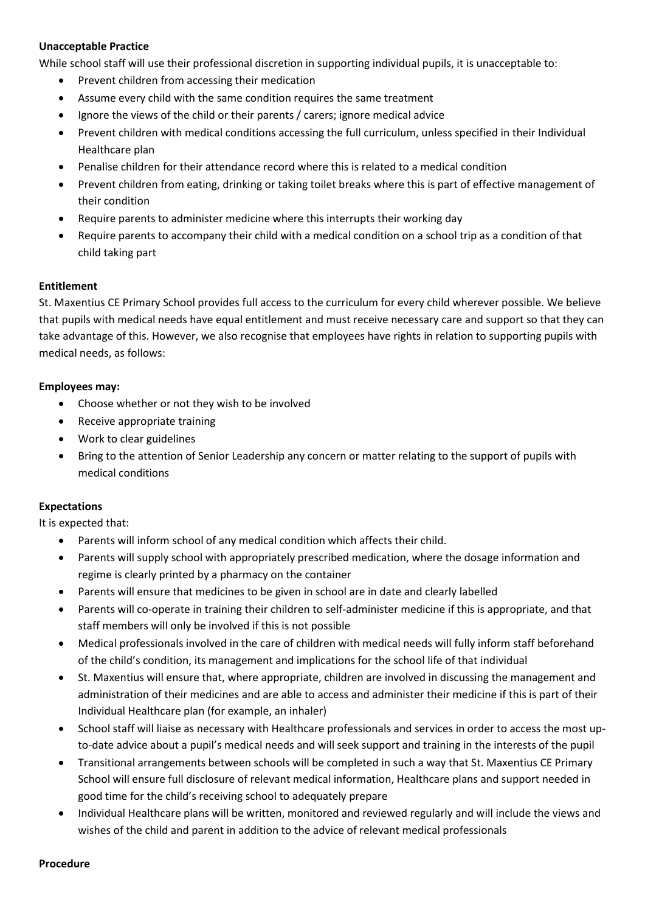**Unacceptable Practice**

While school staff will use their professional discretion in supporting individual pupils, it is unacceptable to:

- Prevent children from accessing their medication
- Assume every child with the same condition requires the same treatment
- Ignore the views of the child or their parents / carers; ignore medical advice
- Prevent children with medical conditions accessing the full curriculum, unless specified in their Individual Healthcare plan
- Penalise children for their attendance record where this is related to a medical condition
- Prevent children from eating, drinking or taking toilet breaks where this is part of effective management of their condition
- Require parents to administer medicine where this interrupts their working day
- Require parents to accompany their child with a medical condition on a school trip as a condition of that child taking part

**Entitlement**

St. Maxentius CE Primary School provides full access to the curriculum for every child wherever possible. We believe that pupils with medical needs have equal entitlement and must receive necessary care and support so that they can take advantage of this. However, we also recognise that employees have rights in relation to supporting pupils with medical needs, as follows:

**Employees may:**

- Choose whether or not they wish to be involved
- Receive appropriate training
- Work to clear guidelines
- Bring to the attention of Senior Leadership any concern or matter relating to the support of pupils with medical conditions

**Expectations**

It is expected that:

- Parents will inform school of any medical condition which affects their child.
- Parents will supply school with appropriately prescribed medication, where the dosage information and regime is clearly printed by a pharmacy on the container
- Parents will ensure that medicines to be given in school are in date and clearly labelled
- Parents will co-operate in training their children to self-administer medicine if this is appropriate, and that staff members will only be involved if this is not possible
- Medical professionals involved in the care of children with medical needs will fully inform staff beforehand of the child's condition, its management and implications for the school life of that individual
- St. Maxentius will ensure that, where appropriate, children are involved in discussing the management and administration of their medicines and are able to access and administer their medicine if this is part of their Individual Healthcare plan (for example, an inhaler)
- School staff will liaise as necessary with Healthcare professionals and services in order to access the most up-to-date advice about a pupil's medical needs and will seek support and training in the interests of the pupil
- Transitional arrangements between schools will be completed in such a way that St. Maxentius CE Primary School will ensure full disclosure of relevant medical information, Healthcare plans and support needed in good time for the child's receiving school to adequately prepare
- Individual Healthcare plans will be written, monitored and reviewed regularly and will include the views and wishes of the child and parent in addition to the advice of relevant medical professionals

**Procedure**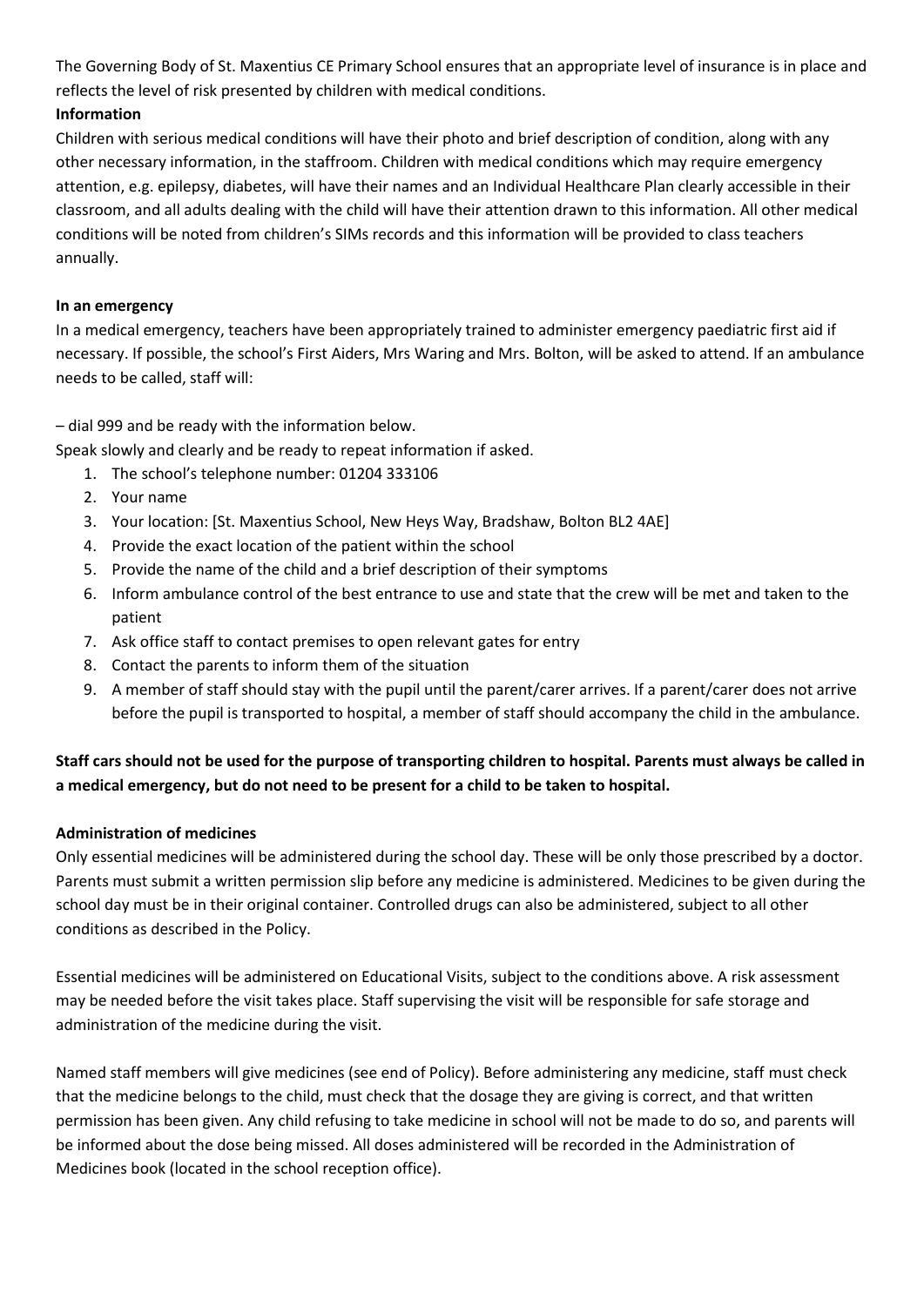The Governing Body of St. Maxentius CE Primary School ensures that an appropriate level of insurance is in place and reflects the level of risk presented by children with medical conditions.

**Information**

Children with serious medical conditions will have their photo and brief description of condition, along with any other necessary information, in the staffroom. Children with medical conditions which may require emergency attention, e.g. epilepsy, diabetes, will have their names and an Individual Healthcare Plan clearly accessible in their classroom, and all adults dealing with the child will have their attention drawn to this information. All other medical conditions will be noted from children's SIMs records and this information will be provided to class teachers annually.

**In an emergency**

In a medical emergency, teachers have been appropriately trained to administer emergency paediatric first aid if necessary. If possible, the school's First Aiders, Mrs Waring and Mrs. Bolton, will be asked to attend. If an ambulance needs to be called, staff will:

– dial 999 and be ready with the information below.

Speak slowly and clearly and be ready to repeat information if asked.

1. The school's telephone number: 01204 333106
2. Your name
3. Your location: [St. Maxentius School, New Heys Way, Bradshaw, Bolton BL2 4AE]
4. Provide the exact location of the patient within the school
5. Provide the name of the child and a brief description of their symptoms
6. Inform ambulance control of the best entrance to use and state that the crew will be met and taken to the patient
7. Ask office staff to contact premises to open relevant gates for entry
8. Contact the parents to inform them of the situation
9. A member of staff should stay with the pupil until the parent/carer arrives. If a parent/carer does not arrive before the pupil is transported to hospital, a member of staff should accompany the child in the ambulance.

**Staff cars should not be used for the purpose of transporting children to hospital. Parents must always be called in a medical emergency, but do not need to be present for a child to be taken to hospital.**

**Administration of medicines**

Only essential medicines will be administered during the school day. These will be only those prescribed by a doctor. Parents must submit a written permission slip before any medicine is administered. Medicines to be given during the school day must be in their original container. Controlled drugs can also be administered, subject to all other conditions as described in the Policy.

Essential medicines will be administered on Educational Visits, subject to the conditions above. A risk assessment may be needed before the visit takes place. Staff supervising the visit will be responsible for safe storage and administration of the medicine during the visit.

Named staff members will give medicines (see end of Policy). Before administering any medicine, staff must check that the medicine belongs to the child, must check that the dosage they are giving is correct, and that written permission has been given. Any child refusing to take medicine in school will not be made to do so, and parents will be informed about the dose being missed. All doses administered will be recorded in the Administration of Medicines book (located in the school reception office).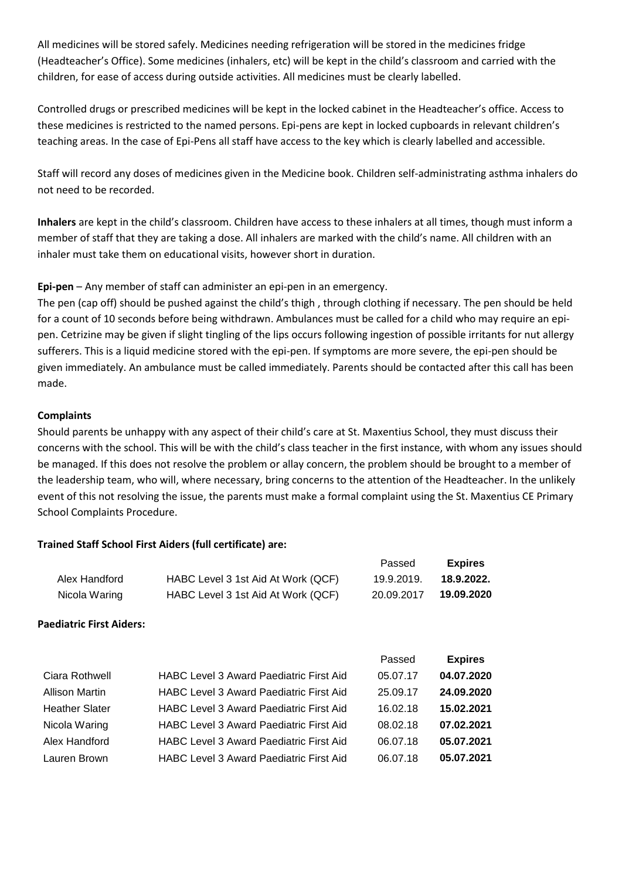All medicines will be stored safely. Medicines needing refrigeration will be stored in the medicines fridge (Headteacher's Office). Some medicines (inhalers, etc) will be kept in the child's classroom and carried with the children, for ease of access during outside activities. All medicines must be clearly labelled.

Controlled drugs or prescribed medicines will be kept in the locked cabinet in the Headteacher's office. Access to these medicines is restricted to the named persons. Epi-pens are kept in locked cupboards in relevant children's teaching areas. In the case of Epi-Pens all staff have access to the key which is clearly labelled and accessible.

Staff will record any doses of medicines given in the Medicine book. Children self-administrating asthma inhalers do not need to be recorded.

**Inhalers** are kept in the child's classroom. Children have access to these inhalers at all times, though must inform a member of staff that they are taking a dose. All inhalers are marked with the child's name. All children with an inhaler must take them on educational visits, however short in duration.

**Epi-pen** – Any member of staff can administer an epi-pen in an emergency.

The pen (cap off) should be pushed against the child's thigh , through clothing if necessary. The pen should be held for a count of 10 seconds before being withdrawn. Ambulances must be called for a child who may require an epi-pen. Cetrizine may be given if slight tingling of the lips occurs following ingestion of possible irritants for nut allergy sufferers. This is a liquid medicine stored with the epi-pen. If symptoms are more severe, the epi-pen should be given immediately. An ambulance must be called immediately. Parents should be contacted after this call has been made.

**Complaints**

Should parents be unhappy with any aspect of their child's care at St. Maxentius School, they must discuss their concerns with the school. This will be with the child's class teacher in the first instance, with whom any issues should be managed. If this does not resolve the problem or allay concern, the problem should be brought to a member of the leadership team, who will, where necessary, bring concerns to the attention of the Headteacher. In the unlikely event of this not resolving the issue, the parents must make a formal complaint using the St. Maxentius CE Primary School Complaints Procedure.

**Trained Staff School First Aiders (full certificate) are:**

| | | Passed | **Expires** |
|---|---|---|---|
| Alex Handford | HABC Level 3 1st Aid At Work (QCF) | 19.9.2019. | **18.9.2022.** |
| Nicola Waring | HABC Level 3 1st Aid At Work (QCF) | 20.09.2017 | **19.09.2020** |

**Paediatric First Aiders:**

| | | Passed | **Expires** |
|---|---|---|---|
| Ciara Rothwell | HABC Level 3 Award Paediatric First Aid | 05.07.17 | **04.07.2020** |
| Allison Martin | HABC Level 3 Award Paediatric First Aid | 25.09.17 | **24.09.2020** |
| Heather Slater | HABC Level 3 Award Paediatric First Aid | 16.02.18 | **15.02.2021** |
| Nicola Waring | HABC Level 3 Award Paediatric First Aid | 08.02.18 | **07.02.2021** |
| Alex Handford | HABC Level 3 Award Paediatric First Aid | 06.07.18 | **05.07.2021** |
| Lauren Brown | HABC Level 3 Award Paediatric First Aid | 06.07.18 | **05.07.2021** |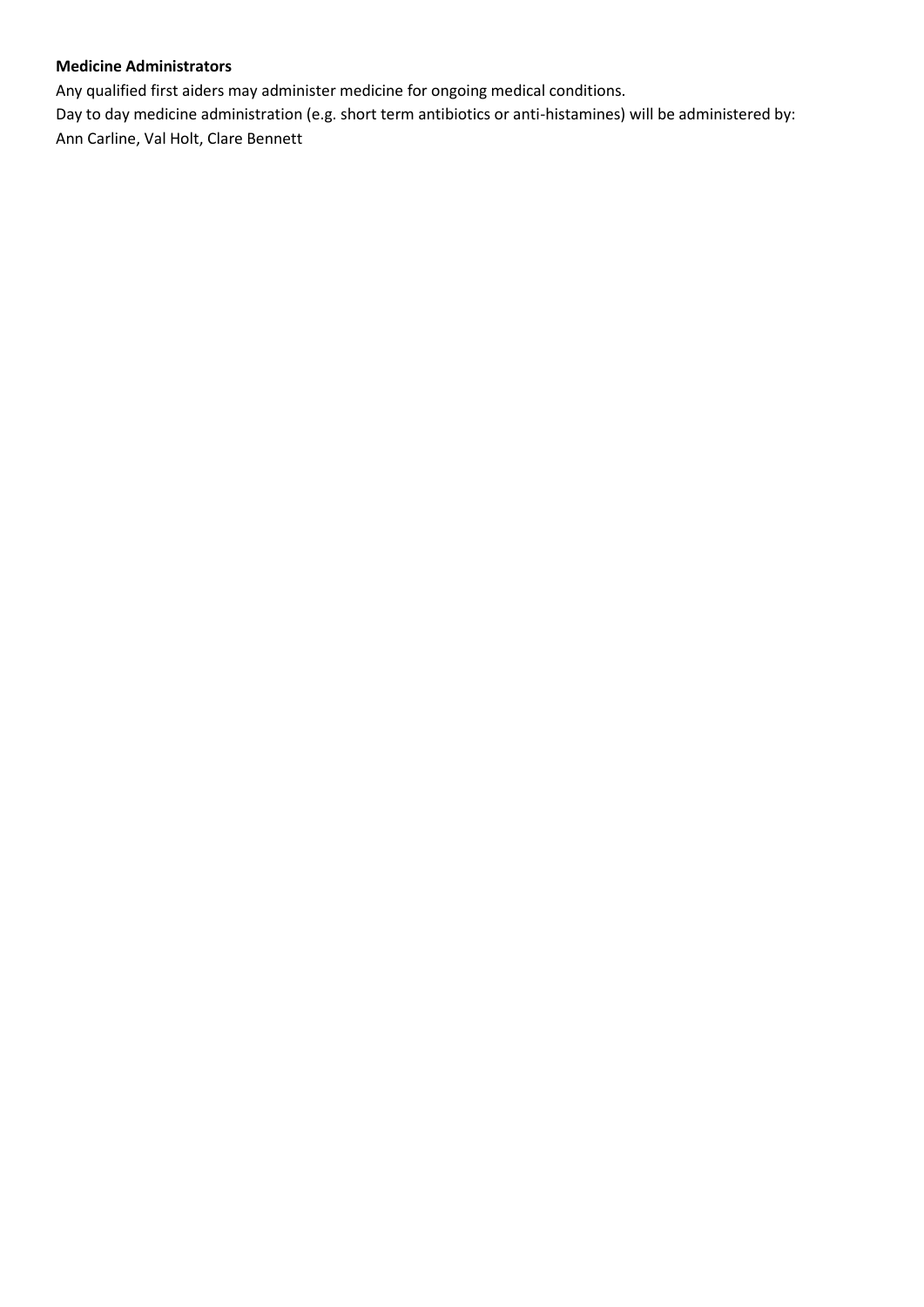**Medicine Administrators**

Any qualified first aiders may administer medicine for ongoing medical conditions.

Day to day medicine administration (e.g. short term antibiotics or anti-histamines) will be administered by:

Ann Carline, Val Holt, Clare Bennett